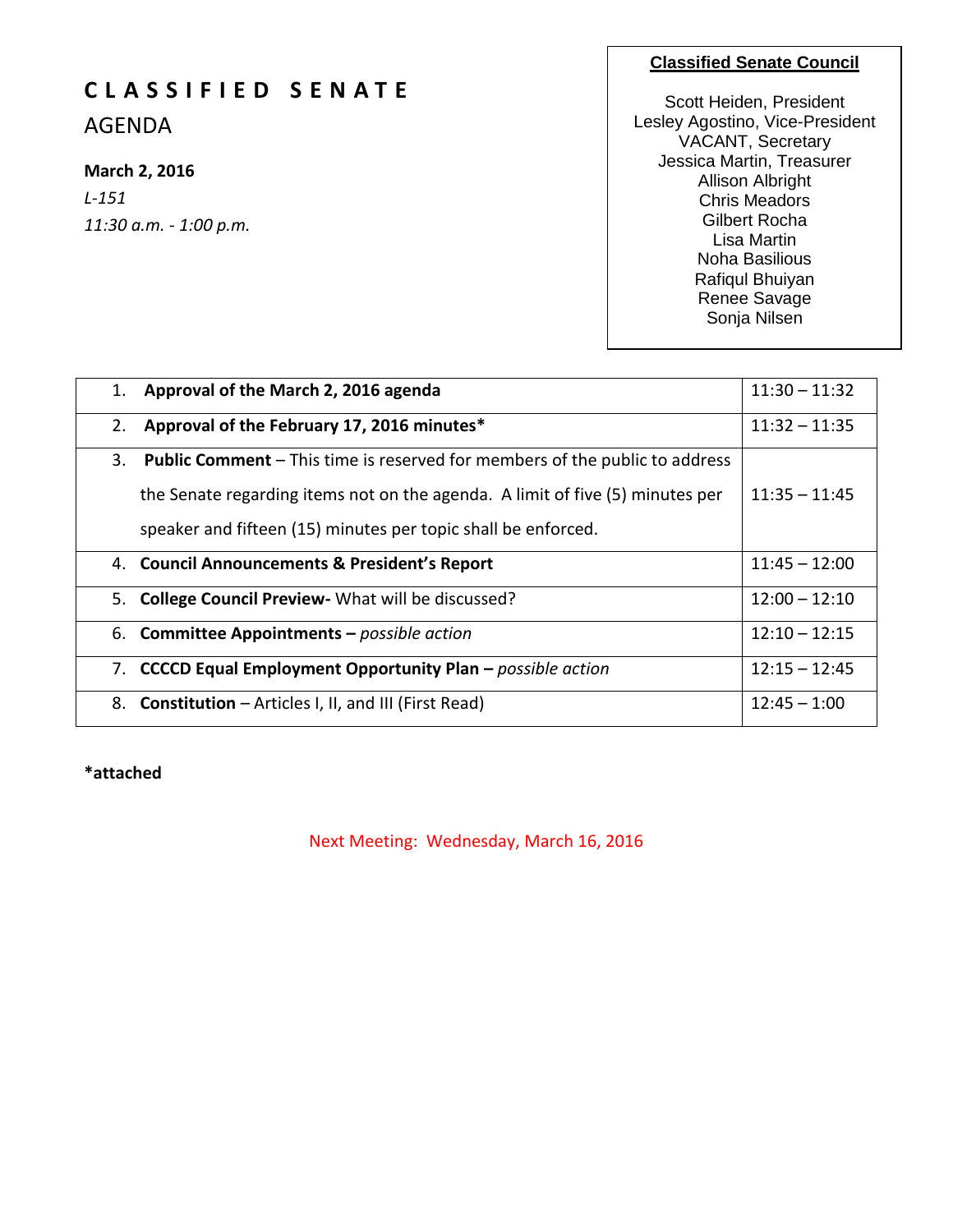# CLASSIFIED SENATE

## AGENDA

**March 2, 2016**

*L-151*

*11:30 a.m. - 1:00 p.m.*

**Classified Senate Council**

Scott Heiden, President
Lesley Agostino, Vice-President
VACANT, Secretary
Jessica Martin, Treasurer
Allison Albright
Chris Meadors
Gilbert Rocha
Lisa Martin
Noha Basilious
Rafiqul Bhuiyan
Renee Savage
Sonja Nilsen

| Item | Time |
|---|---|
| 1. **Approval of the March 2, 2016 agenda** | 11:30 – 11:32 |
| 2. **Approval of the February 17, 2016 minutes*** | 11:32 – 11:35 |
| 3. **Public Comment** – This time is reserved for members of the public to address the Senate regarding items not on the agenda. A limit of five (5) minutes per speaker and fifteen (15) minutes per topic shall be enforced. | 11:35 – 11:45 |
| 4. **Council Announcements & President's Report** | 11:45 – 12:00 |
| 5. **College Council Preview-** What will be discussed? | 12:00 – 12:10 |
| 6. **Committee Appointments –** *possible action* | 12:10 – 12:15 |
| 7. **CCCCD Equal Employment Opportunity Plan –** *possible action* | 12:15 – 12:45 |
| 8. **Constitution** – Articles I, II, and III (First Read) | 12:45 – 1:00 |

***attached**

Next Meeting: Wednesday, March 16, 2016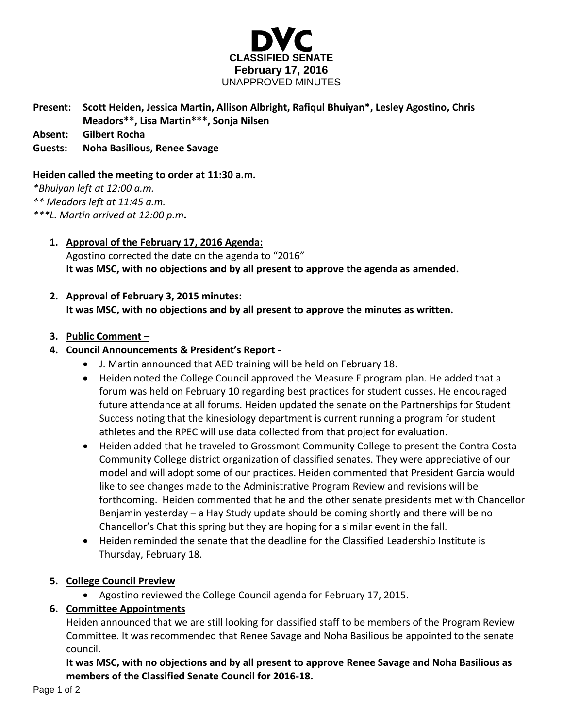**DVC**
**CLASSIFIED SENATE**
**February 17, 2016**
UNAPPROVED MINUTES

**Present:** **Scott Heiden, Jessica Martin, Allison Albright, Rafiqul Bhuiyan*, Lesley Agostino, Chris Meadors**, Lisa Martin***, Sonja Nilsen**
**Absent:** **Gilbert Rocha**
**Guests:** **Noha Basilious, Renee Savage**

**Heiden called the meeting to order at 11:30 a.m.**

*\*Bhuiyan left at 12:00 a.m.*
*\*\* Meadors left at 11:45 a.m.*
*\*\*\*L. Martin arrived at 12:00 p.m*.

1. **Approval of the February 17, 2016 Agenda:**
   Agostino corrected the date on the agenda to "2016"
   **It was MSC, with no objections and by all present to approve the agenda as amended.**

2. **Approval of February 3, 2015 minutes:**
   **It was MSC, with no objections and by all present to approve the minutes as written.**

3. **Public Comment –**

4. **Council Announcements & President's Report -**
   - J. Martin announced that AED training will be held on February 18.
   - Heiden noted the College Council approved the Measure E program plan. He added that a forum was held on February 10 regarding best practices for student cusses. He encouraged future attendance at all forums. Heiden updated the senate on the Partnerships for Student Success noting that the kinesiology department is current running a program for student athletes and the RPEC will use data collected from that project for evaluation.
   - Heiden added that he traveled to Grossmont Community College to present the Contra Costa Community College district organization of classified senates. They were appreciative of our model and will adopt some of our practices. Heiden commented that President Garcia would like to see changes made to the Administrative Program Review and revisions will be forthcoming. Heiden commented that he and the other senate presidents met with Chancellor Benjamin yesterday – a Hay Study update should be coming shortly and there will be no Chancellor's Chat this spring but they are hoping for a similar event in the fall.
   - Heiden reminded the senate that the deadline for the Classified Leadership Institute is Thursday, February 18.

5. **College Council Preview**
   - Agostino reviewed the College Council agenda for February 17, 2015.

6. **Committee Appointments**
   Heiden announced that we are still looking for classified staff to be members of the Program Review Committee. It was recommended that Renee Savage and Noha Basilious be appointed to the senate council.
   **It was MSC, with no objections and by all present to approve Renee Savage and Noha Basilious as members of the Classified Senate Council for 2016-18.**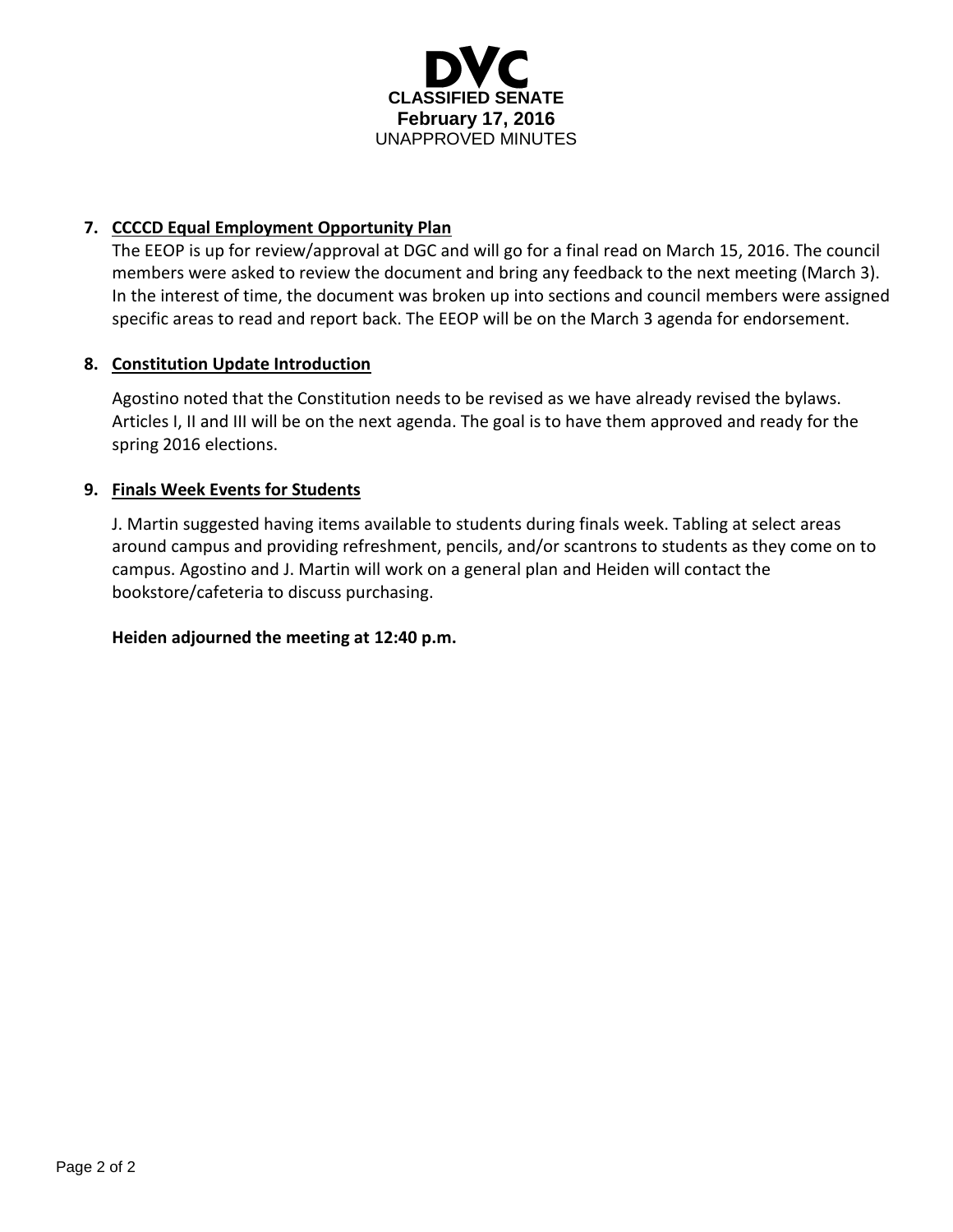**7. CCCCD Equal Employment Opportunity Plan**

The EEOP is up for review/approval at DGC and will go for a final read on March 15, 2016. The council members were asked to review the document and bring any feedback to the next meeting (March 3). In the interest of time, the document was broken up into sections and council members were assigned specific areas to read and report back. The EEOP will be on the March 3 agenda for endorsement.

**8. Constitution Update Introduction**

Agostino noted that the Constitution needs to be revised as we have already revised the bylaws. Articles I, II and III will be on the next agenda. The goal is to have them approved and ready for the spring 2016 elections.

**9. Finals Week Events for Students**

J. Martin suggested having items available to students during finals week. Tabling at select areas around campus and providing refreshment, pencils, and/or scantrons to students as they come on to campus. Agostino and J. Martin will work on a general plan and Heiden will contact the bookstore/cafeteria to discuss purchasing.

**Heiden adjourned the meeting at 12:40 p.m.**